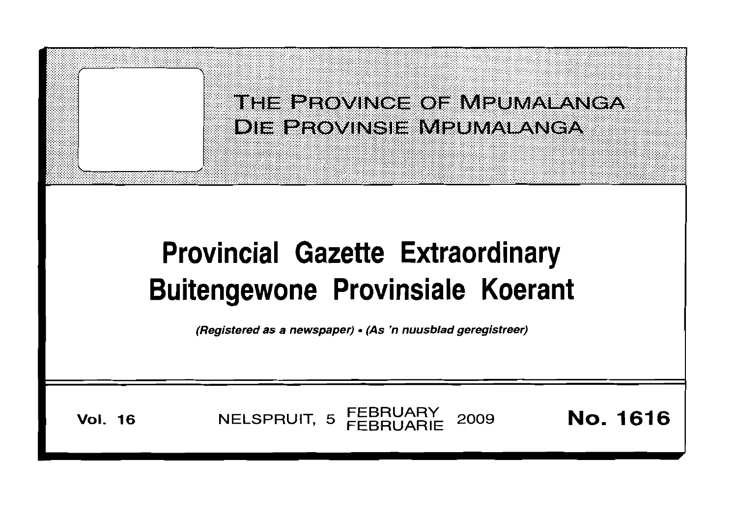THE PROVINCE OF MPUMALANGA
DIE PROVINSIE MPUMALANGA

# Provincial Gazette Extraordinary
# Buitengewone Provinsiale Koerant

*(Registered as a newspaper)* • *(As 'n nuusblad geregistreer)*

**Vol. 16** NELSPRUIT, 5 FEBRUARY / FEBRUARIE 2009 **No. 1616**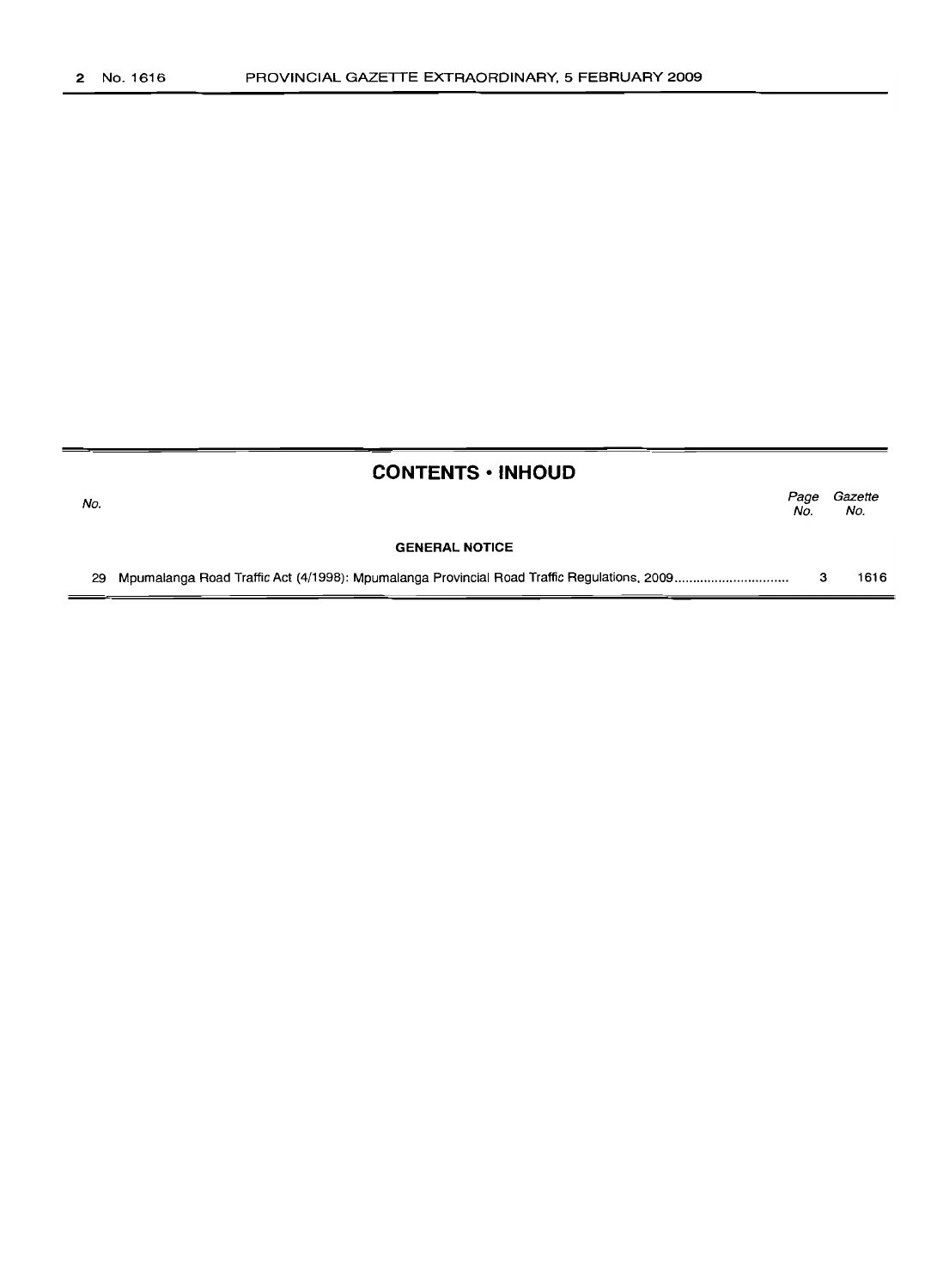## CONTENTS • INHOUD

| No. | | Page No. | Gazette No. |
|---|---|---|---|
| | **GENERAL NOTICE** | | |
| 29 | Mpumalanga Road Traffic Act (4/1998): Mpumalanga Provincial Road Traffic Regulations, 2009 | 3 | 1616 |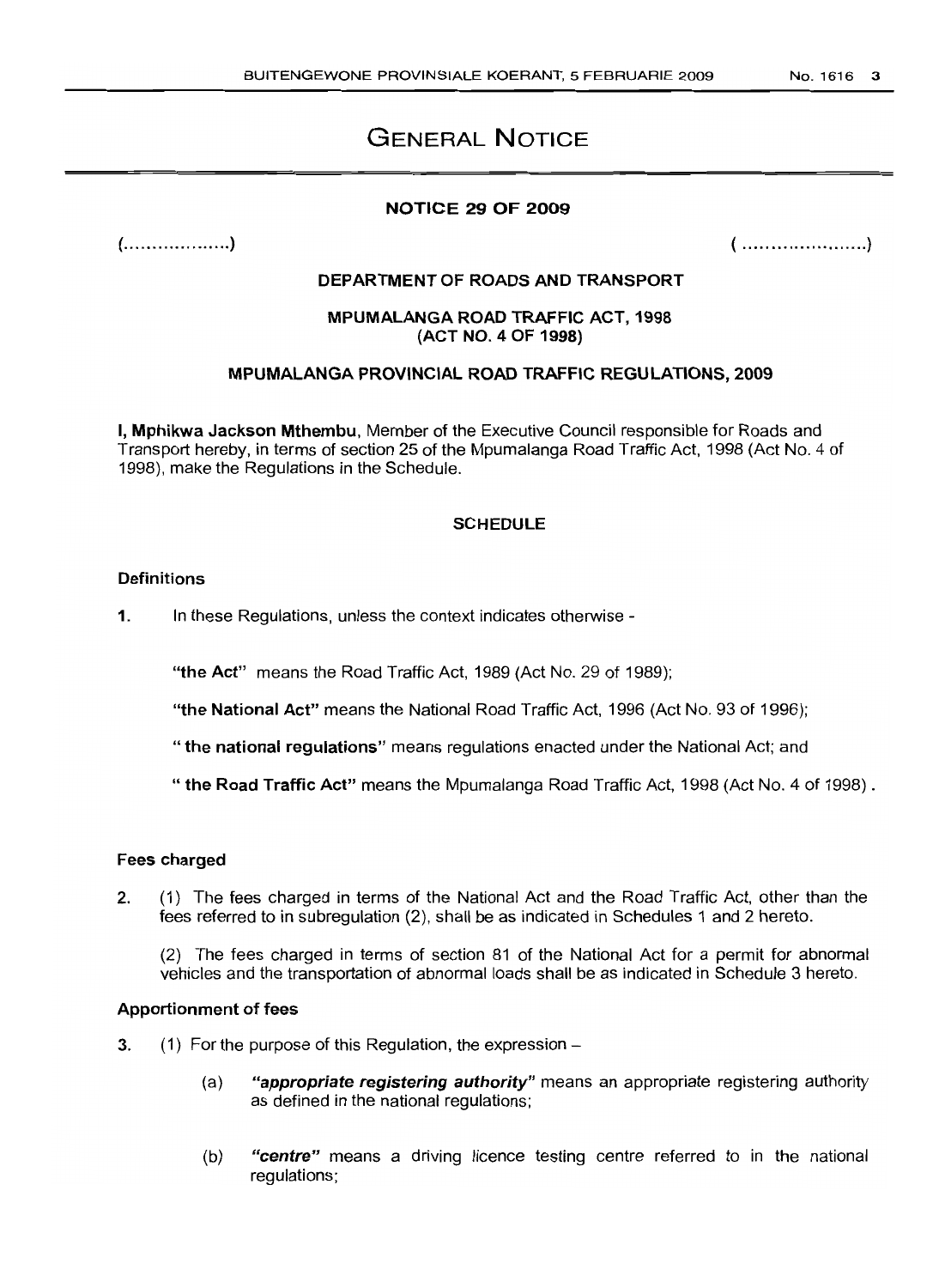# GENERAL NOTICE

## NOTICE 29 OF 2009

(..................) (.....................)

### DEPARTMENT OF ROADS AND TRANSPORT

### MPUMALANGA ROAD TRAFFIC ACT, 1998 (ACT NO. 4 OF 1998)

### MPUMALANGA PROVINCIAL ROAD TRAFFIC REGULATIONS, 2009

**I, Mphikwa Jackson Mthembu**, Member of the Executive Council responsible for Roads and Transport hereby, in terms of section 25 of the Mpumalanga Road Traffic Act, 1998 (Act No. 4 of 1998), make the Regulations in the Schedule.

**SCHEDULE**

**Definitions**

1. In these Regulations, unless the context indicates otherwise -

   **"the Act"** means the Road Traffic Act, 1989 (Act No. 29 of 1989);

   **"the National Act"** means the National Road Traffic Act, 1996 (Act No. 93 of 1996);

   **" the national regulations"** means regulations enacted under the National Act; and

   **" the Road Traffic Act"** means the Mpumalanga Road Traffic Act, 1998 (Act No. 4 of 1998) .

**Fees charged**

2. (1) The fees charged in terms of the National Act and the Road Traffic Act, other than the fees referred to in subregulation (2), shall be as indicated in Schedules 1 and 2 hereto.

   (2) The fees charged in terms of section 81 of the National Act for a permit for abnormal vehicles and the transportation of abnormal loads shall be as indicated in Schedule 3 hereto.

**Apportionment of fees**

3. (1) For the purpose of this Regulation, the expression –

   (a) ***"appropriate registering authority"*** means an appropriate registering authority as defined in the national regulations;

   (b) ***"centre"*** means a driving licence testing centre referred to in the national regulations;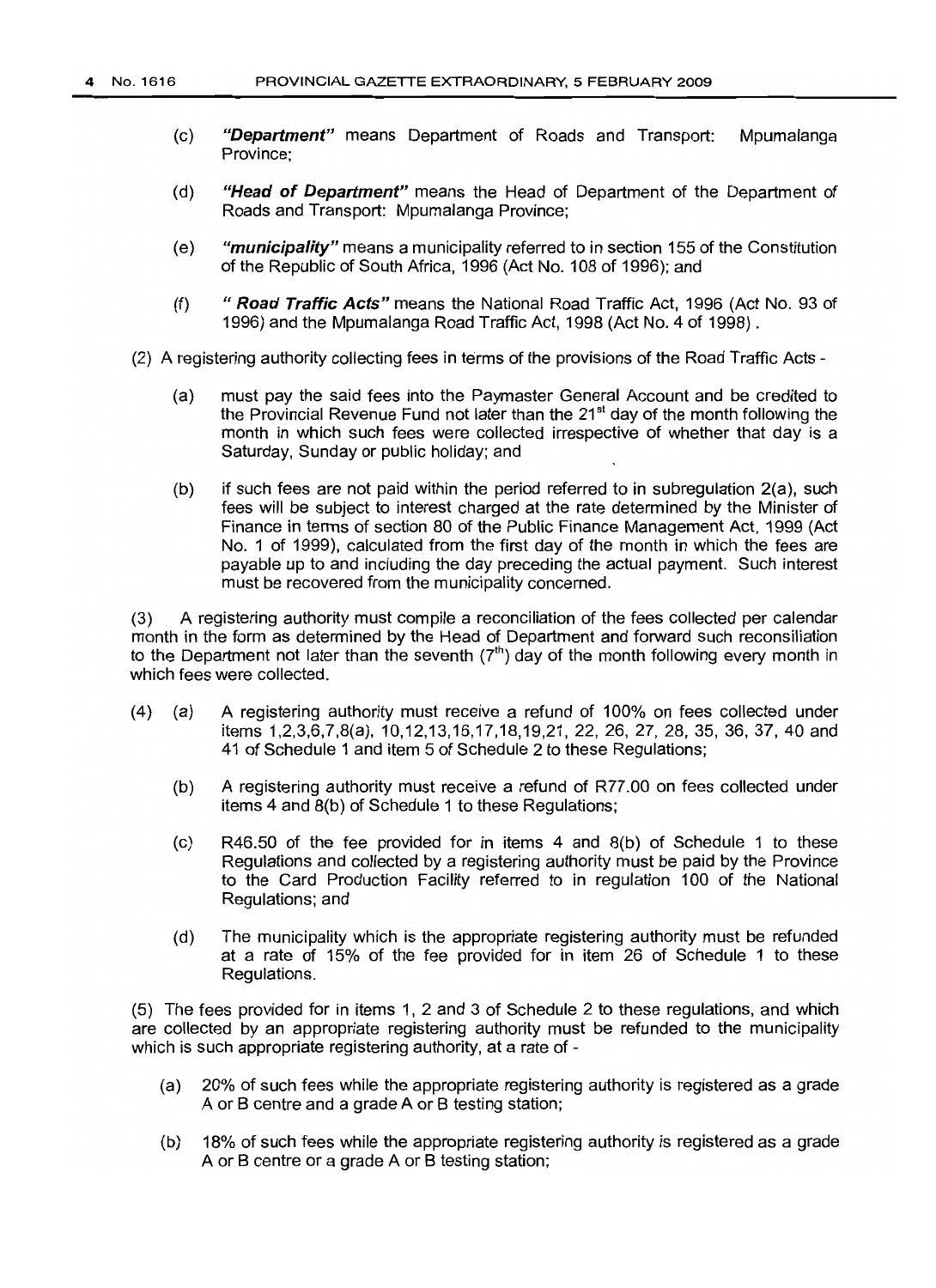(c) ***"Department"*** means Department of Roads and Transport: Mpumalanga Province;

(d) ***"Head of Department"*** means the Head of Department of the Department of Roads and Transport: Mpumalanga Province;

(e) ***"municipality"*** means a municipality referred to in section 155 of the Constitution of the Republic of South Africa, 1996 (Act No. 108 of 1996); and

(f) ***" Road Traffic Acts"*** means the National Road Traffic Act, 1996 (Act No. 93 of 1996) and the Mpumalanga Road Traffic Act, 1998 (Act No. 4 of 1998) .

(2) A registering authority collecting fees in terms of the provisions of the Road Traffic Acts -

(a) must pay the said fees into the Paymaster General Account and be credited to the Provincial Revenue Fund not later than the 21st day of the month following the month in which such fees were collected irrespective of whether that day is a Saturday, Sunday or public holiday; and

(b) if such fees are not paid within the period referred to in subregulation 2(a), such fees will be subject to interest charged at the rate determined by the Minister of Finance in terms of section 80 of the Public Finance Management Act, 1999 (Act No. 1 of 1999), calculated from the first day of the month in which the fees are payable up to and including the day preceding the actual payment. Such interest must be recovered from the municipality concerned.

(3) A registering authority must compile a reconciliation of the fees collected per calendar month in the form as determined by the Head of Department and forward such reconsiliation to the Department not later than the seventh (7th) day of the month following every month in which fees were collected.

(4) (a) A registering authority must receive a refund of 100% on fees collected under items 1,2,3,6,7,8(a), 10,12,13,16,17,18,19,21, 22, 26, 27, 28, 35, 36, 37, 40 and 41 of Schedule 1 and item 5 of Schedule 2 to these Regulations;

(b) A registering authority must receive a refund of R77.00 on fees collected under items 4 and 8(b) of Schedule 1 to these Regulations;

(c) R46.50 of the fee provided for in items 4 and 8(b) of Schedule 1 to these Regulations and collected by a registering authority must be paid by the Province to the Card Production Facility referred to in regulation 100 of the National Regulations; and

(d) The municipality which is the appropriate registering authority must be refunded at a rate of 15% of the fee provided for in item 26 of Schedule 1 to these Regulations.

(5) The fees provided for in items 1, 2 and 3 of Schedule 2 to these regulations, and which are collected by an appropriate registering authority must be refunded to the municipality which is such appropriate registering authority, at a rate of -

(a) 20% of such fees while the appropriate registering authority is registered as a grade A or B centre and a grade A or B testing station;

(b) 18% of such fees while the appropriate registering authority is registered as a grade A or B centre or a grade A or B testing station;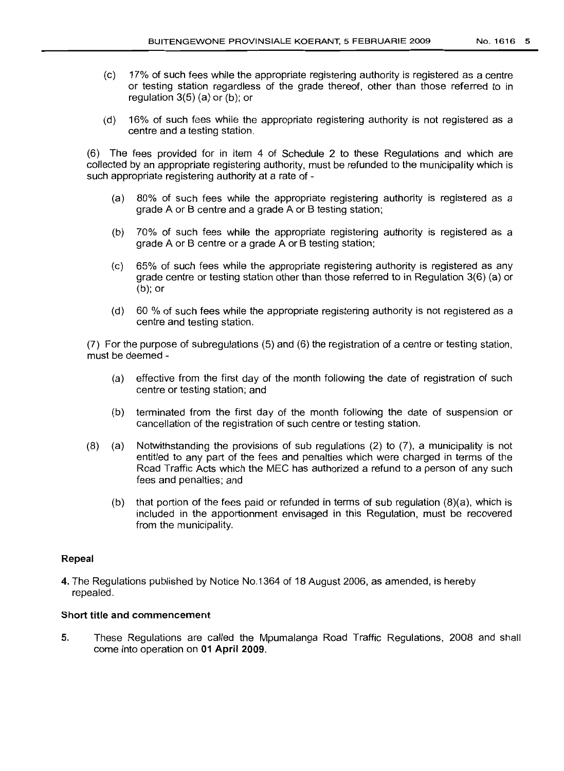(c) 17% of such fees while the appropriate registering authority is registered as a centre or testing station regardless of the grade thereof, other than those referred to in regulation 3(5) (a) or (b); or

(d) 16% of such fees while the appropriate registering authority is not registered as a centre and a testing station.

(6) The fees provided for in item 4 of Schedule 2 to these Regulations and which are collected by an appropriate registering authority, must be refunded to the municipality which is such appropriate registering authority at a rate of -

(a) 80% of such fees while the appropriate registering authority is registered as a grade A or B centre and a grade A or B testing station;

(b) 70% of such fees while the appropriate registering authority is registered as a grade A or B centre or a grade A or B testing station;

(c) 65% of such fees while the appropriate registering authority is registered as any grade centre or testing station other than those referred to in Regulation 3(6) (a) or (b); or

(d) 60 % of such fees while the appropriate registering authority is not registered as a centre and testing station.

(7) For the purpose of subregulations (5) and (6) the registration of a centre or testing station, must be deemed -

(a) effective from the first day of the month following the date of registration of such centre or testing station; and

(b) terminated from the first day of the month following the date of suspension or cancellation of the registration of such centre or testing station.

(8) (a) Notwithstanding the provisions of sub regulations (2) to (7), a municipality is not entitled to any part of the fees and penalties which were charged in terms of the Road Traffic Acts which the MEC has authorized a refund to a person of any such fees and penalties; and

(b) that portion of the fees paid or refunded in terms of sub regulation (8)(a), which is included in the apportionment envisaged in this Regulation, must be recovered from the municipality.

**Repeal**

**4.** The Regulations published by Notice No.1364 of 18 August 2006, as amended, is hereby repealed.

**Short title and commencement**

**5.** These Regulations are called the Mpumalanga Road Traffic Regulations, 2008 and shall come into operation on **01 April 2009**.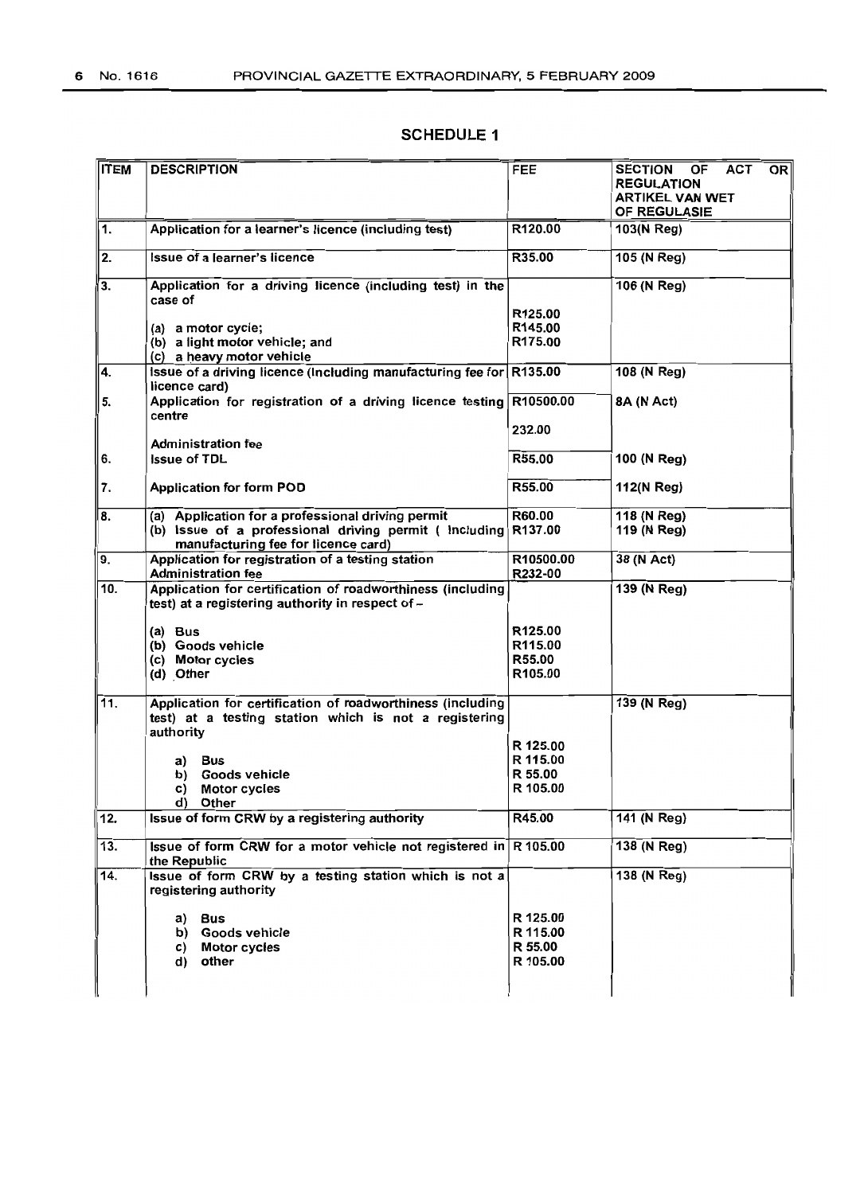## SCHEDULE 1

| ITEM | DESCRIPTION | FEE | SECTION OF ACT OR REGULATION ARTIKEL VAN WET OF REGULASIE |
|---|---|---|---|
| 1. | Application for a learner's licence (including test) | R120.00 | 103(N Reg) |
| 2. | Issue of a learner's licence | R35.00 | 105 (N Reg) |
| 3. | Application for a driving licence (including test) in the case of<br>(a) a motor cycle;<br>(b) a light motor vehicle; and<br>(c) a heavy motor vehicle | <br>R125.00<br>R145.00<br>R175.00 | 106 (N Reg) |
| 4. | Issue of a driving licence (Including manufacturing fee for licence card) | R135.00 | 108 (N Reg) |
| 5. | Application for registration of a driving licence testing centre<br>Administration fee | R10500.00<br>232.00 | 8A (N Act) |
| 6. | Issue of TDL | R55.00 | 100 (N Reg) |
| 7. | Application for form POD | R55.00 | 112(N Reg) |
| 8. | (a) Application for a professional driving permit<br>(b) Issue of a professional driving permit ( Including manufacturing fee for licence card) | R60.00<br>R137.00 | 118 (N Reg)<br>119 (N Reg) |
| 9. | Application for registration of a testing station<br>Administration fee | R10500.00<br>R232-00 | 38 (N Act) |
| 10. | Application for certification of roadworthiness (including test) at a registering authority in respect of –<br>(a) Bus<br>(b) Goods vehicle<br>(c) Motor cycles<br>(d) Other | <br><br>R125.00<br>R115.00<br>R55.00<br>R105.00 | 139 (N Reg) |
| 11. | Application for certification of roadworthiness (including test) at a testing station which is not a registering authority<br>a) Bus<br>b) Goods vehicle<br>c) Motor cycles<br>d) Other | <br><br><br>R 125.00<br>R 115.00<br>R 55.00<br>R 105.00 | 139 (N Reg) |
| 12. | Issue of form CRW by a registering authority | R45.00 | 141 (N Reg) |
| 13. | Issue of form CRW for a motor vehicle not registered in the Republic | R 105.00 | 138 (N Reg) |
| 14. | Issue of form CRW by a testing station which is not a registering authority<br>a) Bus<br>b) Goods vehicle<br>c) Motor cycles<br>d) other | <br><br>R 125.00<br>R 115.00<br>R 55.00<br>R 105.00 | 138 (N Reg) |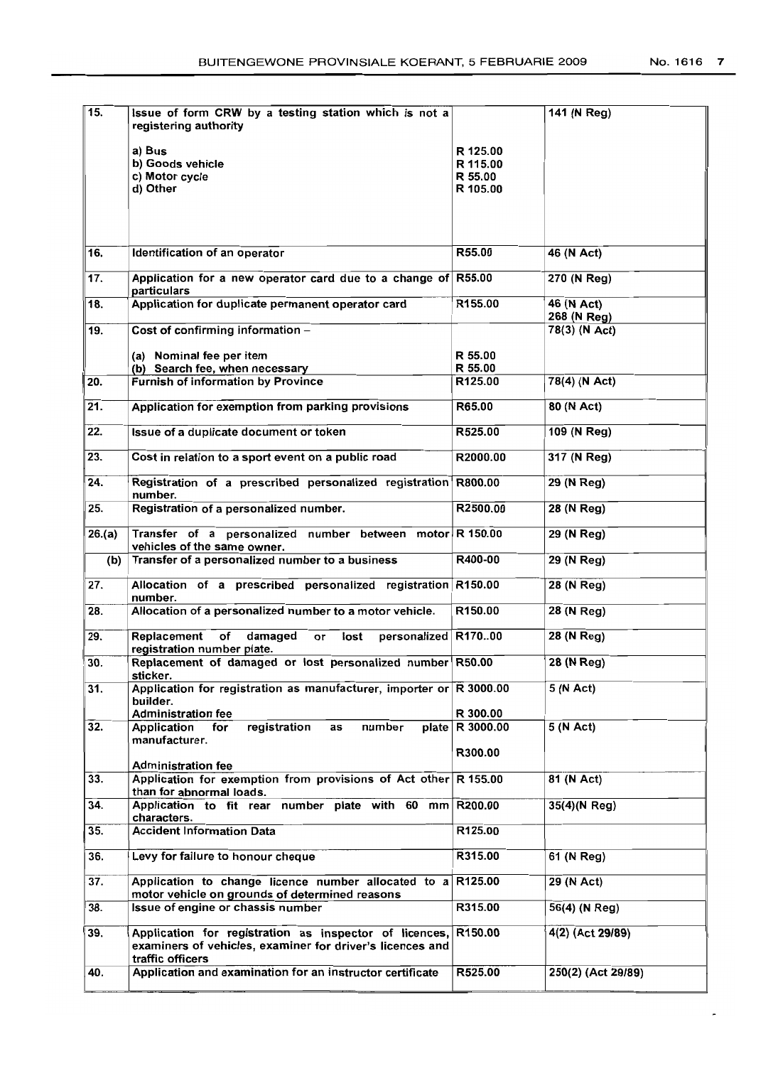| | | | |
|---|---|---|---|
| 15. | Issue of form CRW by a testing station which is not a registering authority<br><br>a) Bus<br>b) Goods vehicle<br>c) Motor cycle<br>d) Other | <br><br><br>R 125.00<br>R 115.00<br>R 55.00<br>R 105.00 | 141 (N Reg) |
| 16. | Identification of an operator | R55.00 | 46 (N Act) |
| 17. | Application for a new operator card due to a change of particulars | R55.00 | 270 (N Reg) |
| 18. | Application for duplicate permanent operator card | R155.00 | 46 (N Act)<br>268 (N Reg) |
| 19. | Cost of confirming information –<br><br>(a) Nominal fee per item<br>(b) Search fee, when necessary | <br><br>R 55.00<br>R 55.00 | 78(3) (N Act) |
| 20. | Furnish of information by Province | R125.00 | 78(4) (N Act) |
| 21. | Application for exemption from parking provisions | R65.00 | 80 (N Act) |
| 22. | Issue of a duplicate document or token | R525.00 | 109 (N Reg) |
| 23. | Cost in relation to a sport event on a public road | R2000.00 | 317 (N Reg) |
| 24. | Registration of a prescribed personalized registration number. | R800.00 | 29 (N Reg) |
| 25. | Registration of a personalized number. | R2500.00 | 28 (N Reg) |
| 26.(a) | Transfer of a personalized number between motor vehicles of the same owner. | R 150.00 | 29 (N Reg) |
| (b) | Transfer of a personalized number to a business | R400-00 | 29 (N Reg) |
| 27. | Allocation of a prescribed personalized registration number. | R150.00 | 28 (N Reg) |
| 28. | Allocation of a personalized number to a motor vehicle. | R150.00 | 28 (N Reg) |
| 29. | Replacement of damaged or lost personalized registration number plate. | R170..00 | 28 (N Reg) |
| 30. | Replacement of damaged or lost personalized number sticker. | R50.00 | 28 (N Reg) |
| 31. | Application for registration as manufacturer, importer or builder.<br>Administration fee | R 3000.00<br><br>R 300.00 | 5 (N Act) |
| 32. | Application for registration as number plate manufacturer.<br><br>Administration fee | R 3000.00<br><br>R300.00 | 5 (N Act) |
| 33. | Application for exemption from provisions of Act other than for abnormal loads. | R 155.00 | 81 (N Act) |
| 34. | Application to fit rear number plate with 60 mm characters. | R200.00 | 35(4)(N Reg) |
| 35. | Accident Information Data | R125.00 | |
| 36. | Levy for failure to honour cheque | R315.00 | 61 (N Reg) |
| 37. | Application to change licence number allocated to a motor vehicle on grounds of determined reasons | R125.00 | 29 (N Act) |
| 38. | Issue of engine or chassis number | R315.00 | 56(4) (N Reg) |
| 39. | Application for registration as inspector of licences, examiners of vehicles, examiner for driver's licences and traffic officers | R150.00 | 4(2) (Act 29/89) |
| 40. | Application and examination for an instructor certificate | R525.00 | 250(2) (Act 29/89) |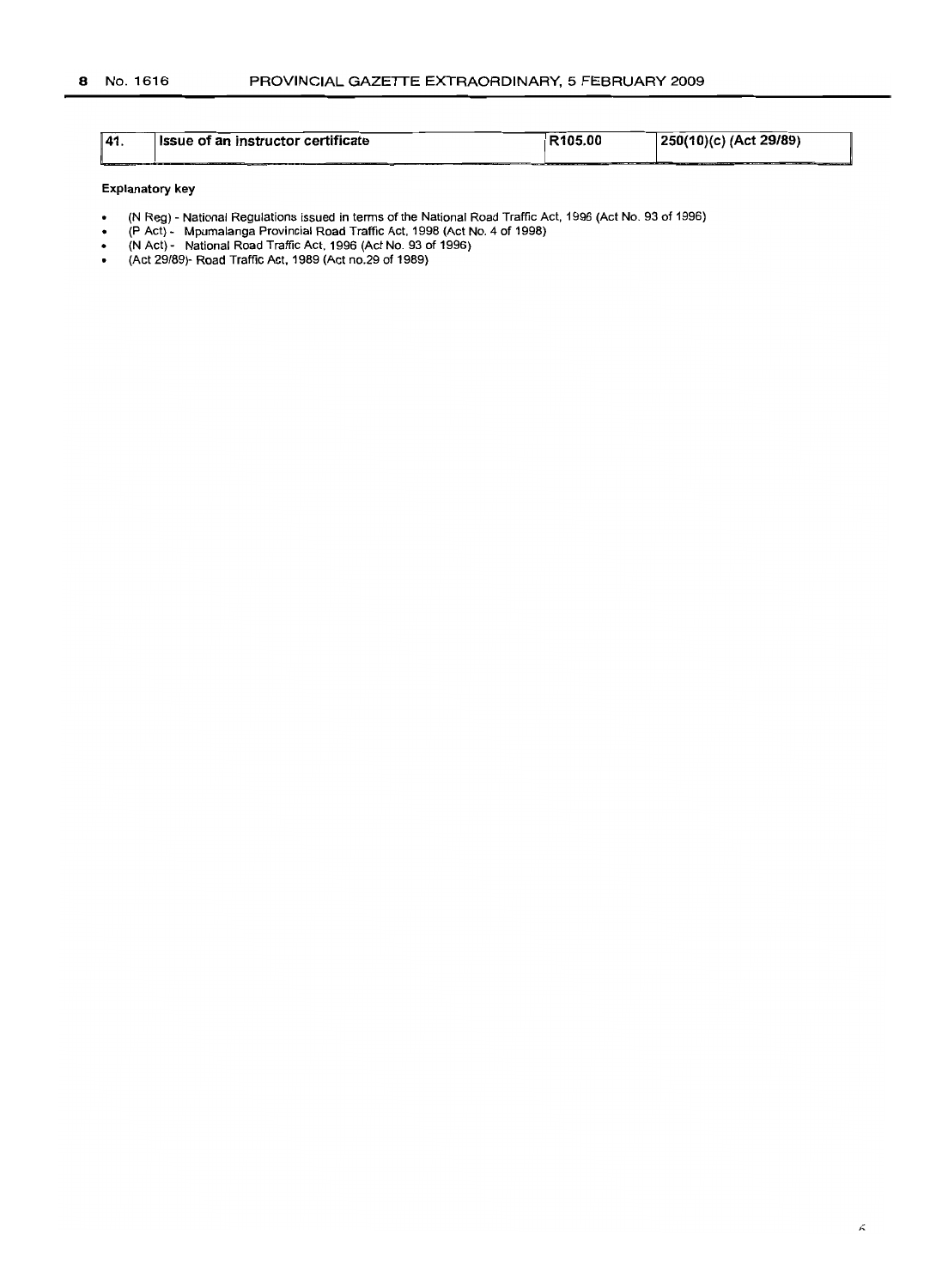| | | | |
|---|---|---|---|
| 41. | **Issue of an instructor certificate** | R105.00 | 250(10)(c) (Act 29/89) |

**Explanatory key**

- (N Reg) - National Regulations issued in terms of the National Road Traffic Act, 1996 (Act No. 93 of 1996)
- (P Act) - Mpumalanga Provincial Road Traffic Act, 1998 (Act No. 4 of 1998)
- (N Act) - National Road Traffic Act, 1996 (Act No. 93 of 1996)
- (Act 29/89)- Road Traffic Act, 1989 (Act no.29 of 1989)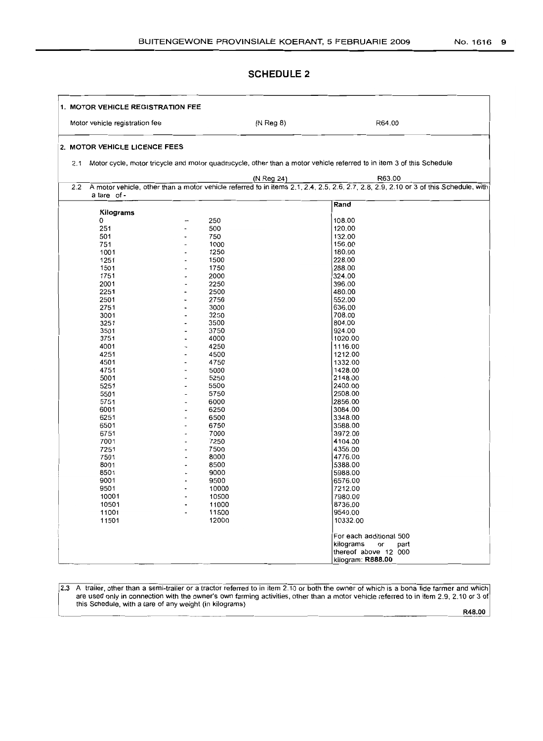# SCHEDULE 2

## 1. MOTOR VEHICLE REGISTRATION FEE

| Motor vehicle registration fee | (N Reg 8) | R64.00 |
|---|---|---|

## 2. MOTOR VEHICLE LICENCE FEES

2.1 Motor cycle, motor tricycle and motor quadrucycle, other than a motor vehicle referred to in item 3 of this Schedule

| | (N Reg 24) | R63.00 |
|---|---|---|

2.2 A motor vehicle, other than a motor vehicle referred to in items 2.1, 2.4, 2.5, 2.6, 2.7, 2.8, 2.9, 2.10 or 3 of this Schedule, with a tare of -

| Kilograms | | | Rand |
|---|---|---|---|
| 0 | - | 250 | 108.00 |
| 251 | - | 500 | 120.00 |
| 501 | - | 750 | 132.00 |
| 751 | - | 1000 | 156.00 |
| 1001 | - | 1250 | 180.00 |
| 1251 | - | 1500 | 228.00 |
| 1501 | - | 1750 | 288.00 |
| 1751 | - | 2000 | 324.00 |
| 2001 | - | 2250 | 396.00 |
| 2251 | - | 2500 | 480.00 |
| 2501 | - | 2750 | 552.00 |
| 2751 | - | 3000 | 636.00 |
| 3001 | - | 3250 | 708.00 |
| 3251 | - | 3500 | 804.00 |
| 3501 | - | 3750 | 924.00 |
| 3751 | - | 4000 | 1020.00 |
| 4001 | - | 4250 | 1116.00 |
| 4251 | - | 4500 | 1212.00 |
| 4501 | - | 4750 | 1332.00 |
| 4751 | - | 5000 | 1428.00 |
| 5001 | - | 5250 | 2148.00 |
| 5251 | - | 5500 | 2400.00 |
| 5501 | - | 5750 | 2508.00 |
| 5751 | - | 6000 | 2856.00 |
| 6001 | - | 6250 | 3084.00 |
| 6251 | - | 6500 | 3348.00 |
| 6501 | - | 6750 | 3588.00 |
| 6751 | - | 7000 | 3972.00 |
| 7001 | - | 7250 | 4104.00 |
| 7251 | - | 7500 | 4356.00 |
| 7501 | - | 8000 | 4776.00 |
| 8001 | - | 8500 | 5388.00 |
| 8501 | - | 9000 | 5988.00 |
| 9001 | - | 9500 | 6576.00 |
| 9501 | - | 10000 | 7212.00 |
| 10001 | - | 10500 | 7980.00 |
| 10501 | - | 11000 | 8736.00 |
| 11001 | - | 11500 | 9549.00 |
| 11501 | | 12000 | 10332.00 |
| | | | For each additional 500 kilograms or part thereof above 12 000 kilogram: **R888.00** |

2.3 A trailer, other than a semi-trailer or a tractor referred to in item 2.10 or both the owner of which is a bona fide farmer and which are used only in connection with the owner's own farming activities, other than a motor vehicle referred to in item 2.9, 2.10 or 3 of this Schedule, with a tare of any weight (in kilograms)

**R48.00**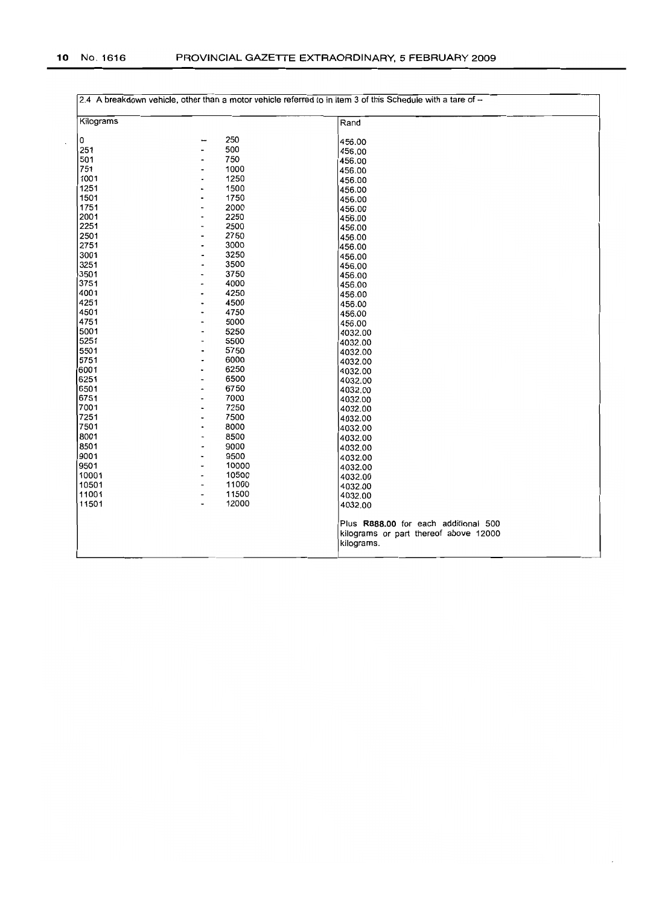2.4 A breakdown vehicle, other than a motor vehicle referred to in item 3 of this Schedule with a tare of –

| Kilograms | | | Rand |
|---|---|---|---|
| 0 | – | 250 | 456.00 |
| 251 | - | 500 | 456.00 |
| 501 | - | 750 | 456.00 |
| 751 | - | 1000 | 456.00 |
| 1001 | - | 1250 | 456.00 |
| 1251 | - | 1500 | 456.00 |
| 1501 | - | 1750 | 456.00 |
| 1751 | - | 2000 | 456.00 |
| 2001 | - | 2250 | 456.00 |
| 2251 | - | 2500 | 456.00 |
| 2501 | - | 2750 | 456.00 |
| 2751 | - | 3000 | 456.00 |
| 3001 | - | 3250 | 456.00 |
| 3251 | - | 3500 | 456.00 |
| 3501 | - | 3750 | 456.00 |
| 3751 | - | 4000 | 456.00 |
| 4001 | - | 4250 | 456.00 |
| 4251 | - | 4500 | 456.00 |
| 4501 | - | 4750 | 456.00 |
| 4751 | - | 5000 | 456.00 |
| 5001 | - | 5250 | 4032.00 |
| 5251 | - | 5500 | 4032.00 |
| 5501 | - | 5750 | 4032.00 |
| 5751 | - | 6000 | 4032.00 |
| 6001 | - | 6250 | 4032.00 |
| 6251 | - | 6500 | 4032.00 |
| 6501 | - | 6750 | 4032.00 |
| 6751 | - | 7000 | 4032.00 |
| 7001 | - | 7250 | 4032.00 |
| 7251 | - | 7500 | 4032.00 |
| 7501 | - | 8000 | 4032.00 |
| 8001 | - | 8500 | 4032.00 |
| 8501 | - | 9000 | 4032.00 |
| 9001 | - | 9500 | 4032.00 |
| 9501 | - | 10000 | 4032.00 |
| 10001 | - | 10500 | 4032.00 |
| 10501 | - | 11000 | 4032.00 |
| 11001 | - | 11500 | 4032.00 |
| 11501 | - | 12000 | 4032.00 |
| | | | Plus **R888.00** for each additional 500 kilograms or part thereof above 12000 kilograms. |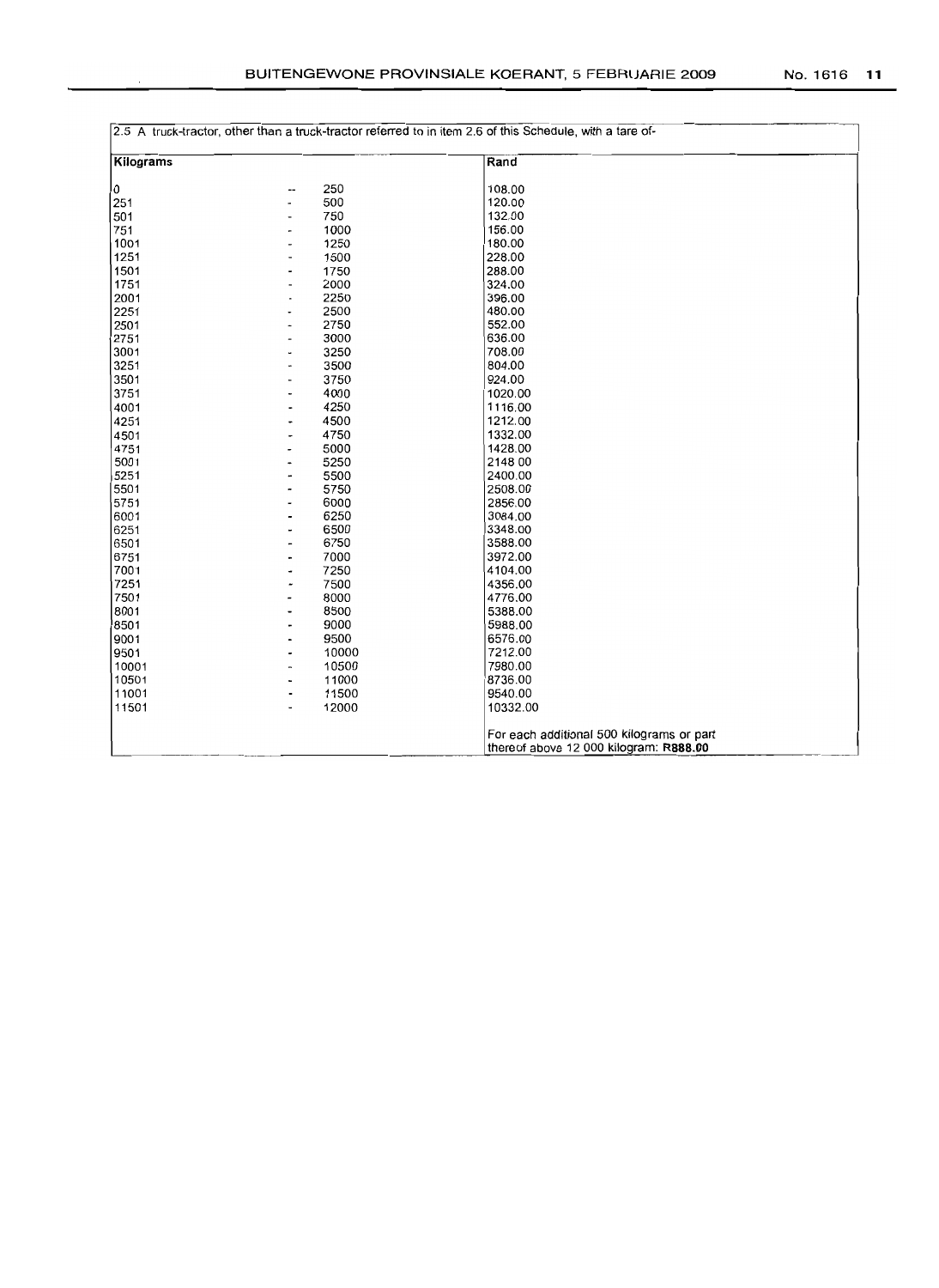2.5 A truck-tractor, other than a truck-tractor referred to in item 2.6 of this Schedule, with a tare of-

| Kilograms | | | Rand |
|---|---|---|---|
| 0 | - | 250 | 108.00 |
| 251 | - | 500 | 120.00 |
| 501 | - | 750 | 132.00 |
| 751 | - | 1000 | 156.00 |
| 1001 | - | 1250 | 180.00 |
| 1251 | - | 1500 | 228.00 |
| 1501 | - | 1750 | 288.00 |
| 1751 | - | 2000 | 324.00 |
| 2001 | - | 2250 | 396.00 |
| 2251 | - | 2500 | 480.00 |
| 2501 | - | 2750 | 552.00 |
| 2751 | - | 3000 | 636.00 |
| 3001 | - | 3250 | 708.00 |
| 3251 | - | 3500 | 804.00 |
| 3501 | - | 3750 | 924.00 |
| 3751 | - | 4000 | 1020.00 |
| 4001 | - | 4250 | 1116.00 |
| 4251 | - | 4500 | 1212.00 |
| 4501 | - | 4750 | 1332.00 |
| 4751 | - | 5000 | 1428.00 |
| 5001 | - | 5250 | 2148 00 |
| 5251 | - | 5500 | 2400.00 |
| 5501 | - | 5750 | 2508.00 |
| 5751 | - | 6000 | 2856.00 |
| 6001 | - | 6250 | 3084.00 |
| 6251 | - | 6500 | 3348.00 |
| 6501 | - | 6750 | 3588.00 |
| 6751 | - | 7000 | 3972.00 |
| 7001 | - | 7250 | 4104.00 |
| 7251 | - | 7500 | 4356.00 |
| 7501 | - | 8000 | 4776.00 |
| 8001 | - | 8500 | 5388.00 |
| 8501 | - | 9000 | 5988.00 |
| 9001 | - | 9500 | 6576.00 |
| 9501 | - | 10000 | 7212.00 |
| 10001 | - | 10500 | 7980.00 |
| 10501 | - | 11000 | 8736.00 |
| 11001 | - | 11500 | 9540.00 |
| 11501 | - | 12000 | 10332.00 |
| | | | For each additional 500 kilograms or part thereof above 12 000 kilogram: **R888.00** |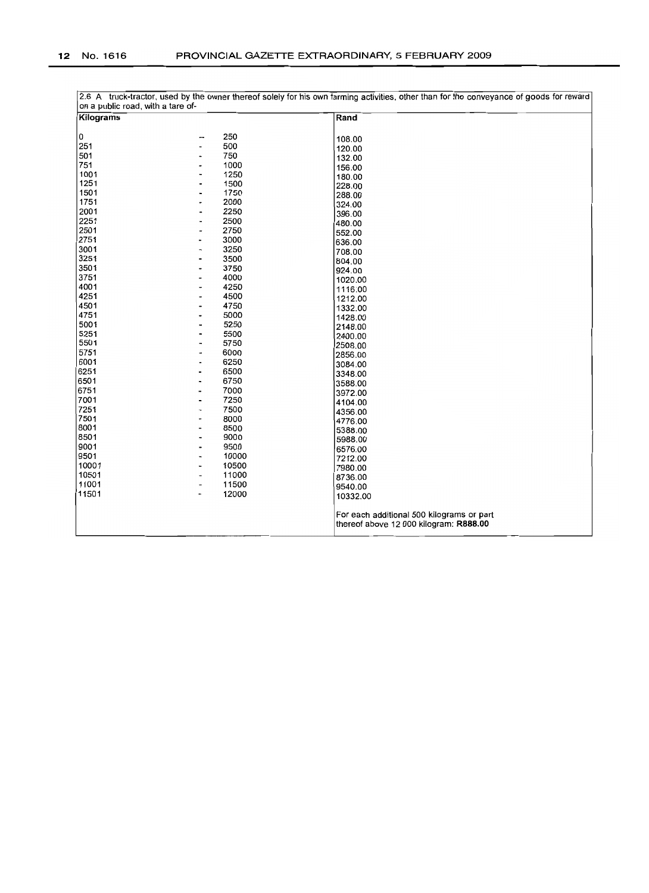2.6 A truck-tractor, used by the owner thereof solely for his own farming activities, other than for the conveyance of goods for reward on a public road, with a tare of-

| Kilograms | | | Rand |
|---|---|---|---|
| 0 | - | 250 | 108.00 |
| 251 | - | 500 | 120.00 |
| 501 | - | 750 | 132.00 |
| 751 | - | 1000 | 156.00 |
| 1001 | - | 1250 | 180.00 |
| 1251 | - | 1500 | 228.00 |
| 1501 | - | 1750 | 288.00 |
| 1751 | - | 2000 | 324.00 |
| 2001 | - | 2250 | 396.00 |
| 2251 | - | 2500 | 480.00 |
| 2501 | - | 2750 | 552.00 |
| 2751 | - | 3000 | 636.00 |
| 3001 | - | 3250 | 708.00 |
| 3251 | - | 3500 | 804.00 |
| 3501 | - | 3750 | 924.00 |
| 3751 | - | 4000 | 1020.00 |
| 4001 | - | 4250 | 1116.00 |
| 4251 | - | 4500 | 1212.00 |
| 4501 | - | 4750 | 1332.00 |
| 4751 | - | 5000 | 1428.00 |
| 5001 | - | 5250 | 2148.00 |
| 5251 | - | 5500 | 2400.00 |
| 5501 | - | 5750 | 2508.00 |
| 5751 | - | 6000 | 2856.00 |
| 6001 | - | 6250 | 3084.00 |
| 6251 | - | 6500 | 3348.00 |
| 6501 | - | 6750 | 3588.00 |
| 6751 | - | 7000 | 3972.00 |
| 7001 | - | 7250 | 4104.00 |
| 7251 | - | 7500 | 4356.00 |
| 7501 | - | 8000 | 4776.00 |
| 8001 | - | 8500 | 5388.00 |
| 8501 | - | 9000 | 5988.00 |
| 9001 | - | 9500 | 6576.00 |
| 9501 | - | 10000 | 7212.00 |
| 10001 | - | 10500 | 7980.00 |
| 10501 | - | 11000 | 8736.00 |
| 11001 | - | 11500 | 9540.00 |
| 11501 | - | 12000 | 10332.00 |
| | | | For each additional 500 kilograms or part thereof above 12 000 kilogram: **R888.00** |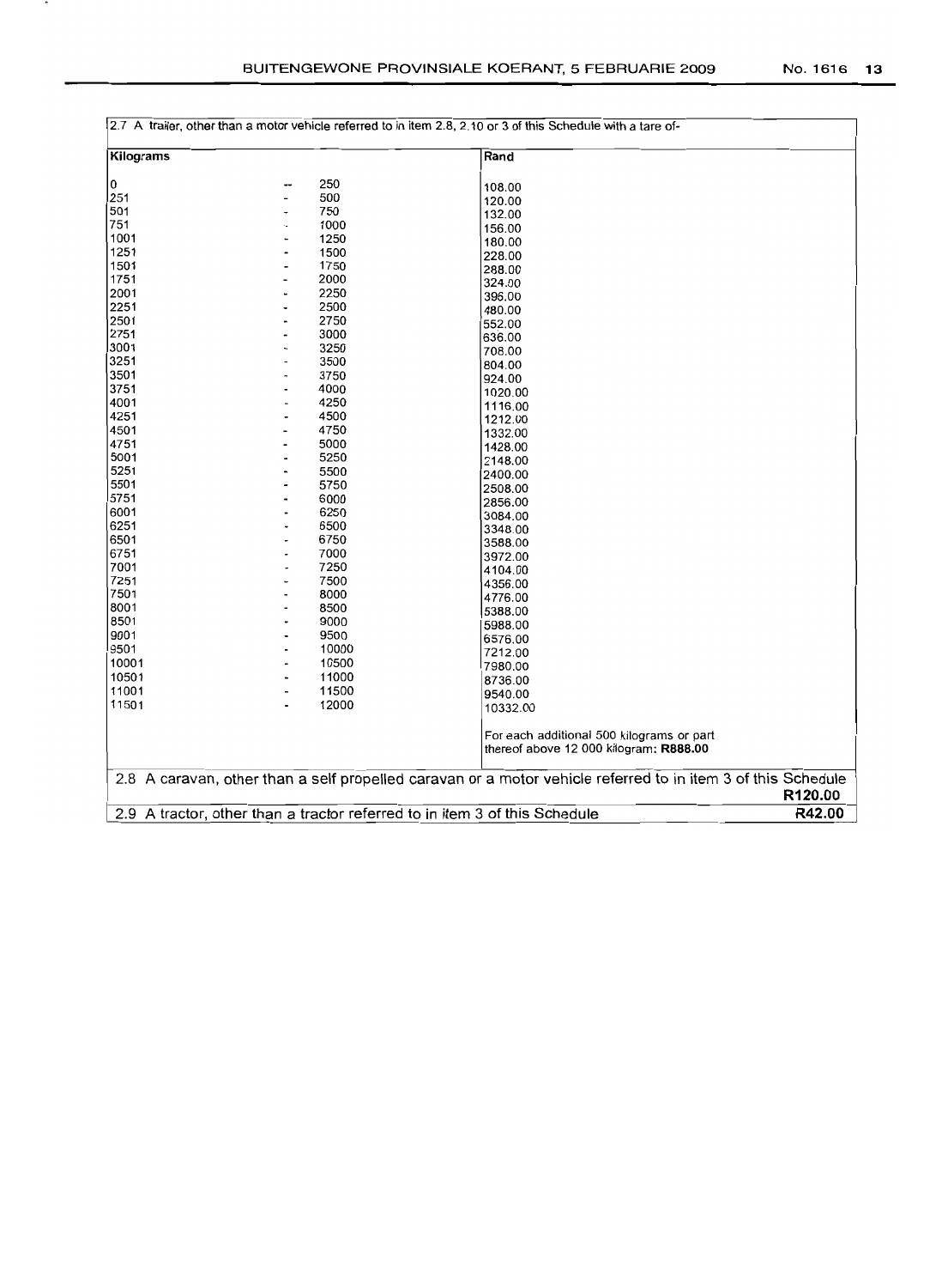2.7 A trailer, other than a motor vehicle referred to in item 2.8, 2.10 or 3 of this Schedule with a tare of-

| Kilograms | | | Rand |
|---|---|---|---|
| 0 | - | 250 | 108.00 |
| 251 | - | 500 | 120.00 |
| 501 | - | 750 | 132.00 |
| 751 | - | 1000 | 156.00 |
| 1001 | - | 1250 | 180.00 |
| 1251 | - | 1500 | 228.00 |
| 1501 | - | 1750 | 288.00 |
| 1751 | - | 2000 | 324.00 |
| 2001 | - | 2250 | 396.00 |
| 2251 | - | 2500 | 480.00 |
| 2501 | - | 2750 | 552.00 |
| 2751 | - | 3000 | 636.00 |
| 3001 | - | 3250 | 708.00 |
| 3251 | - | 3500 | 804.00 |
| 3501 | - | 3750 | 924.00 |
| 3751 | - | 4000 | 1020.00 |
| 4001 | - | 4250 | 1116.00 |
| 4251 | - | 4500 | 1212.00 |
| 4501 | - | 4750 | 1332.00 |
| 4751 | - | 5000 | 1428.00 |
| 5001 | - | 5250 | 2148.00 |
| 5251 | - | 5500 | 2400.00 |
| 5501 | - | 5750 | 2508.00 |
| 5751 | - | 6000 | 2856.00 |
| 6001 | - | 6250 | 3084.00 |
| 6251 | - | 6500 | 3348.00 |
| 6501 | - | 6750 | 3588.00 |
| 6751 | - | 7000 | 3972.00 |
| 7001 | - | 7250 | 4104.00 |
| 7251 | - | 7500 | 4356.00 |
| 7501 | - | 8000 | 4776.00 |
| 8001 | - | 8500 | 5388.00 |
| 8501 | - | 9000 | 5988.00 |
| 9001 | - | 9500 | 6576.00 |
| 9501 | - | 10000 | 7212.00 |
| 10001 | - | 10500 | 7980.00 |
| 10501 | - | 11000 | 8736.00 |
| 11001 | - | 11500 | 9540.00 |
| 11501 | - | 12000 | 10332.00 |
| | | | For each additional 500 kilograms or part thereof above 12 000 kilogram: **R888.00** |

2.8 A caravan, other than a self propelled caravan or a motor vehicle referred to in item 3 of this Schedule **R120.00**

2.9 A tractor, other than a tractor referred to in item 3 of this Schedule **R42.00**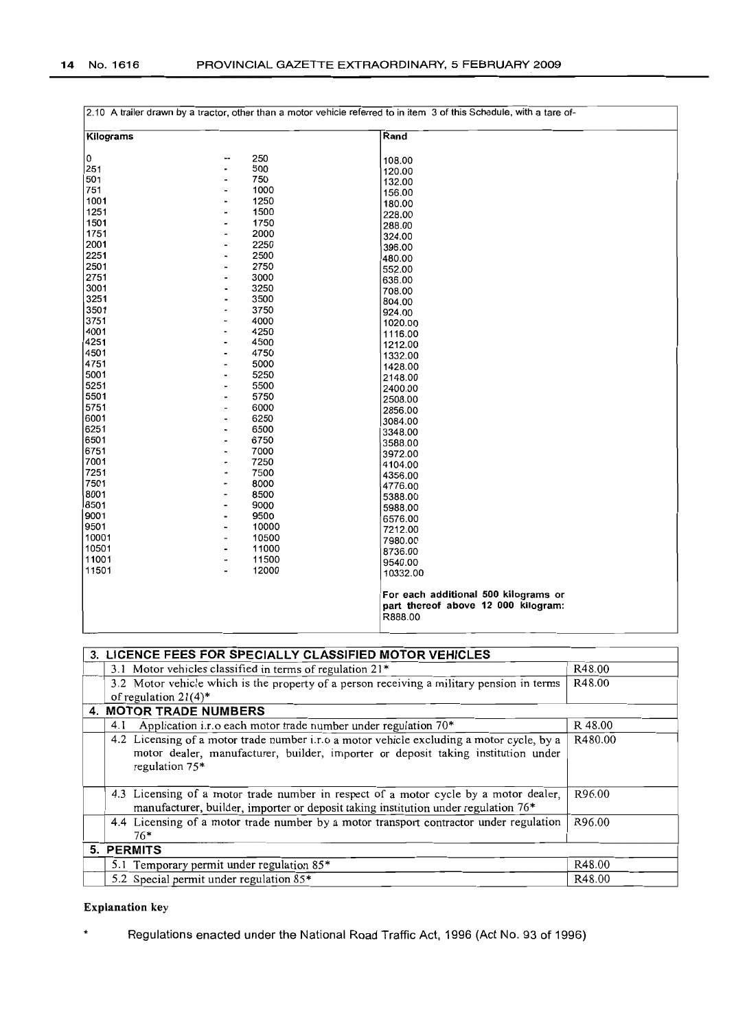2.10 A trailer drawn by a tractor, other than a motor vehicle referred to in item 3 of this Schedule, with a tare of-

| Kilograms | | | Rand |
|---|---|---|---|
| 0 | - | 250 | 108.00 |
| 251 | - | 500 | 120.00 |
| 501 | - | 750 | 132.00 |
| 751 | - | 1000 | 156.00 |
| 1001 | - | 1250 | 180.00 |
| 1251 | - | 1500 | 228.00 |
| 1501 | - | 1750 | 288.00 |
| 1751 | - | 2000 | 324.00 |
| 2001 | - | 2250 | 396.00 |
| 2251 | - | 2500 | 480.00 |
| 2501 | - | 2750 | 552.00 |
| 2751 | - | 3000 | 636.00 |
| 3001 | - | 3250 | 708.00 |
| 3251 | - | 3500 | 804.00 |
| 3501 | - | 3750 | 924.00 |
| 3751 | - | 4000 | 1020.00 |
| 4001 | - | 4250 | 1116.00 |
| 4251 | - | 4500 | 1212.00 |
| 4501 | - | 4750 | 1332.00 |
| 4751 | - | 5000 | 1428.00 |
| 5001 | - | 5250 | 2148.00 |
| 5251 | - | 5500 | 2400.00 |
| 5501 | - | 5750 | 2508.00 |
| 5751 | - | 6000 | 2856.00 |
| 6001 | - | 6250 | 3084.00 |
| 6251 | - | 6500 | 3348.00 |
| 6501 | - | 6750 | 3588.00 |
| 6751 | - | 7000 | 3972.00 |
| 7001 | - | 7250 | 4104.00 |
| 7251 | - | 7500 | 4356.00 |
| 7501 | - | 8000 | 4776.00 |
| 8001 | - | 8500 | 5388.00 |
| 8501 | - | 9000 | 5988.00 |
| 9001 | - | 9500 | 6576.00 |
| 9501 | - | 10000 | 7212.00 |
| 10001 | - | 10500 | 7980.00 |
| 10501 | - | 11000 | 8736.00 |
| 11001 | - | 11500 | 9540.00 |
| 11501 | - | 12000 | 10332.00 |
| | | | **For each additional 500 kilograms or part thereof above 12 000 kilogram:** R888.00 |

| | |
|---|---|
| **3. LICENCE FEES FOR SPECIALLY CLASSIFIED MOTOR VEHICLES** | |
| 3.1 Motor vehicles classified in terms of regulation 21* | R48.00 |
| 3.2 Motor vehicle which is the property of a person receiving a military pension in terms of regulation 21(4)* | R48.00 |
| **4. MOTOR TRADE NUMBERS** | |
| 4.1 Application i.r.o each motor trade number under regulation 70* | R 48.00 |
| 4.2 Licensing of a motor trade number i.r.o a motor vehicle excluding a motor cycle, by a motor dealer, manufacturer, builder, importer or deposit taking institution under regulation 75* | R480.00 |
| 4.3 Licensing of a motor trade number in respect of a motor cycle by a motor dealer, manufacturer, builder, importer or deposit taking institution under regulation 76* | R96.00 |
| 4.4 Licensing of a motor trade number by a motor transport contractor under regulation 76* | R96.00 |
| **5. PERMITS** | |
| 5.1 Temporary permit under regulation 85* | R48.00 |
| 5.2 Special permit under regulation 85* | R48.00 |

**Explanation key**

\* Regulations enacted under the National Road Traffic Act, 1996 (Act No. 93 of 1996)